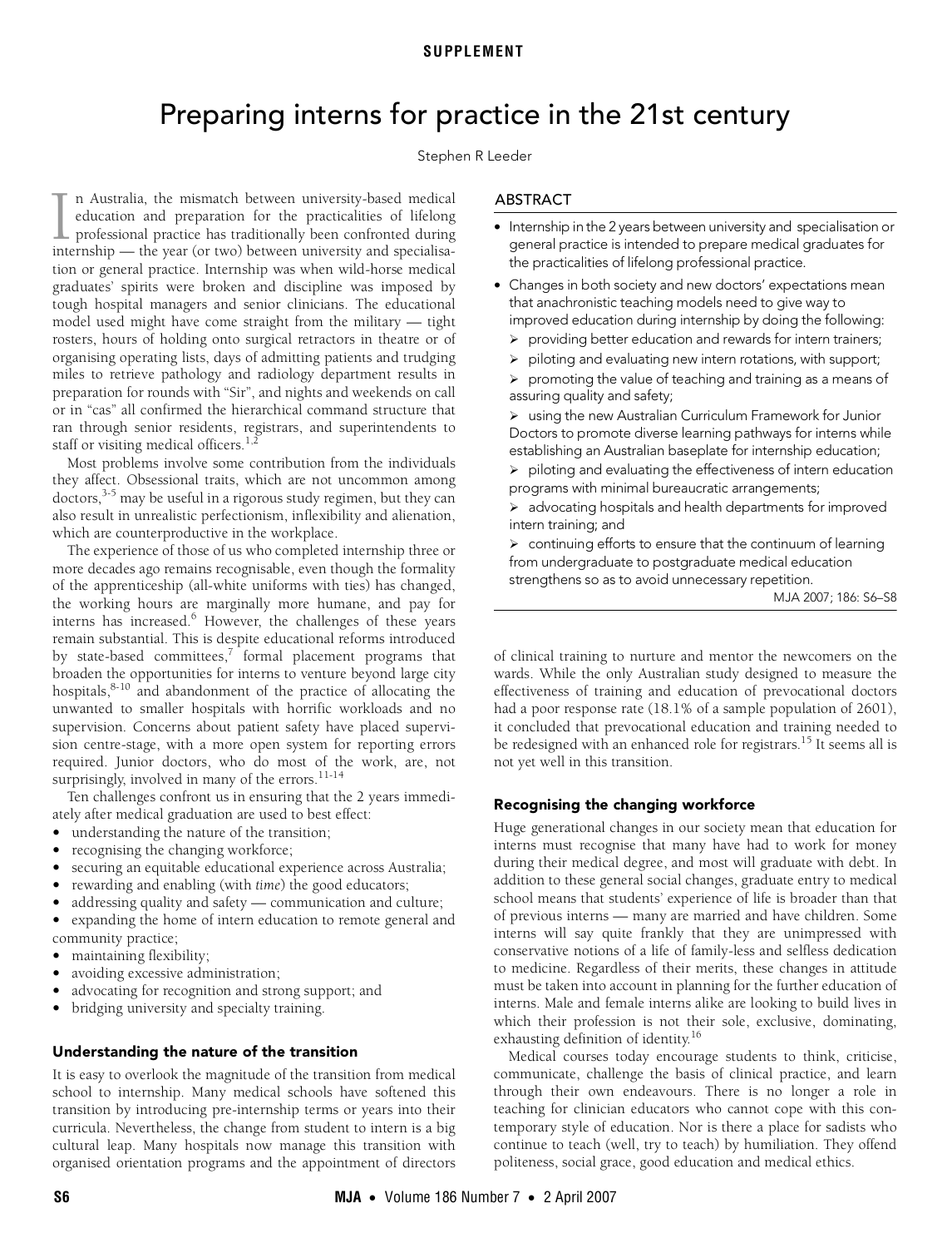SUPPLEMENT

# Preparing interns for practice in the 21st century

Stephen R Leeder

## ABSTRACT

- Internship in the 2 years between university and specialisation or general practice is intended to prepare medical graduates for the practicalities of lifelong professional practice.
- Changes in both society and new doctors' expectations mean that anachronistic teaching models need to give way to improved education during internship by doing the following:
  - providing better education and rewards for intern trainers;
  - piloting and evaluating new intern rotations, with support;
  - promoting the value of teaching and training as a means of assuring quality and safety;
  - using the new Australian Curriculum Framework for Junior Doctors to promote diverse learning pathways for interns while establishing an Australian baseplate for internship education;
  - piloting and evaluating the effectiveness of intern education programs with minimal bureaucratic arrangements;
  - advocating hospitals and health departments for improved intern training; and
  - continuing efforts to ensure that the continuum of learning from undergraduate to postgraduate medical education strengthens so as to avoid unnecessary repetition.

MJA 2007; 186: S6–S8

In Australia, the mismatch between university-based medical education and preparation for the practicalities of lifelong professional practice has traditionally been confronted during internship — the year (or two) between university and specialisation or general practice. Internship was when wild-horse medical graduates' spirits were broken and discipline was imposed by tough hospital managers and senior clinicians. The educational model used might have come straight from the military — tight rosters, hours of holding onto surgical retractors in theatre or of organising operating lists, days of admitting patients and trudging miles to retrieve pathology and radiology department results in preparation for rounds with "Sir", and nights and weekends on call or in "cas" all confirmed the hierarchical command structure that ran through senior residents, registrars, and superintendents to staff or visiting medical officers.[1,2]

Most problems involve some contribution from the individuals they affect. Obsessional traits, which are not uncommon among doctors,[3-5] may be useful in a rigorous study regimen, but they can also result in unrealistic perfectionism, inflexibility and alienation, which are counterproductive in the workplace.

The experience of those of us who completed internship three or more decades ago remains recognisable, even though the formality of the apprenticeship (all-white uniforms with ties) has changed, the working hours are marginally more humane, and pay for interns has increased.[6] However, the challenges of these years remain substantial. This is despite educational reforms introduced by state-based committees,[7] formal placement programs that broaden the opportunities for interns to venture beyond large city hospitals,[8-10] and abandonment of the practice of allocating the unwanted to smaller hospitals with horrific workloads and no supervision. Concerns about patient safety have placed supervision centre-stage, with a more open system for reporting errors required. Junior doctors, who do most of the work, are, not surprisingly, involved in many of the errors.[11-14]

Ten challenges confront us in ensuring that the 2 years immediately after medical graduation are used to best effect:

- understanding the nature of the transition;
- recognising the changing workforce;
- securing an equitable educational experience across Australia;
- rewarding and enabling (with *time*) the good educators;
- addressing quality and safety — communication and culture;
- expanding the home of intern education to remote general and community practice;
- maintaining flexibility;
- avoiding excessive administration;
- advocating for recognition and strong support; and
- bridging university and specialty training.

### Understanding the nature of the transition

It is easy to overlook the magnitude of the transition from medical school to internship. Many medical schools have softened this transition by introducing pre-internship terms or years into their curricula. Nevertheless, the change from student to intern is a big cultural leap. Many hospitals now manage this transition with organised orientation programs and the appointment of directors of clinical training to nurture and mentor the newcomers on the wards. While the only Australian study designed to measure the effectiveness of training and education of prevocational doctors had a poor response rate (18.1% of a sample population of 2601), it concluded that prevocational education and training needed to be redesigned with an enhanced role for registrars.[15] It seems all is not yet well in this transition.

### Recognising the changing workforce

Huge generational changes in our society mean that education for interns must recognise that many have had to work for money during their medical degree, and most will graduate with debt. In addition to these general social changes, graduate entry to medical school means that students' experience of life is broader than that of previous interns — many are married and have children. Some interns will say quite frankly that they are unimpressed with conservative notions of a life of family-less and selfless dedication to medicine. Regardless of their merits, these changes in attitude must be taken into account in planning for the further education of interns. Male and female interns alike are looking to build lives in which their profession is not their sole, exclusive, dominating, exhausting definition of identity.[16]

Medical courses today encourage students to think, criticise, communicate, challenge the basis of clinical practice, and learn through their own endeavours. There is no longer a role in teaching for clinician educators who cannot cope with this contemporary style of education. Nor is there a place for sadists who continue to teach (well, try to teach) by humiliation. They offend politeness, social grace, good education and medical ethics.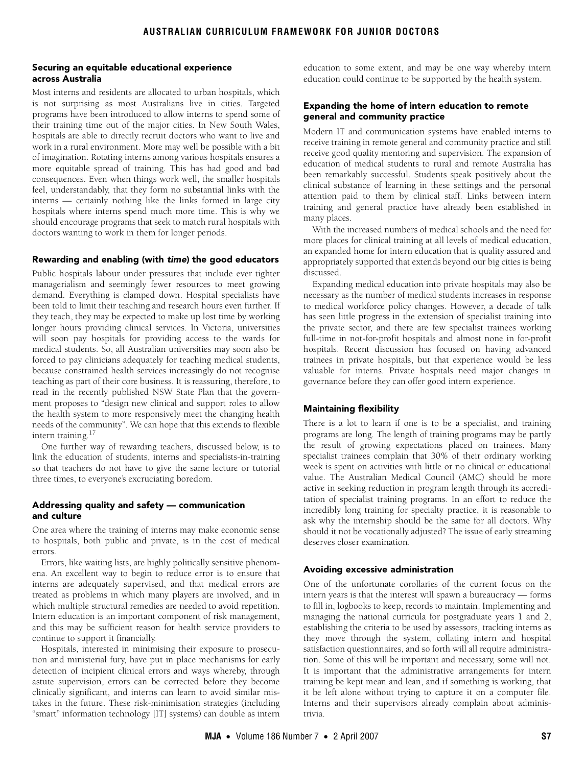### Securing an equitable educational experience across Australia

Most interns and residents are allocated to urban hospitals, which is not surprising as most Australians live in cities. Targeted programs have been introduced to allow interns to spend some of their training time out of the major cities. In New South Wales, hospitals are able to directly recruit doctors who want to live and work in a rural environment. More may well be possible with a bit of imagination. Rotating interns among various hospitals ensures a more equitable spread of training. This has had good and bad consequences. Even when things work well, the smaller hospitals feel, understandably, that they form no substantial links with the interns — certainly nothing like the links formed in large city hospitals where interns spend much more time. This is why we should encourage programs that seek to match rural hospitals with doctors wanting to work in them for longer periods.

### Rewarding and enabling (with *time*) the good educators

Public hospitals labour under pressures that include ever tighter managerialism and seemingly fewer resources to meet growing demand. Everything is clamped down. Hospital specialists have been told to limit their teaching and research hours even further. If they teach, they may be expected to make up lost time by working longer hours providing clinical services. In Victoria, universities will soon pay hospitals for providing access to the wards for medical students. So, all Australian universities may soon also be forced to pay clinicians adequately for teaching medical students, because constrained health services increasingly do not recognise teaching as part of their core business. It is reassuring, therefore, to read in the recently published NSW State Plan that the government proposes to "design new clinical and support roles to allow the health system to more responsively meet the changing health needs of the community". We can hope that this extends to flexible intern training.[17]

One further way of rewarding teachers, discussed below, is to link the education of students, interns and specialists-in-training so that teachers do not have to give the same lecture or tutorial three times, to everyone's excruciating boredom.

### Addressing quality and safety — communication and culture

One area where the training of interns may make economic sense to hospitals, both public and private, is in the cost of medical errors.

Errors, like waiting lists, are highly politically sensitive phenomena. An excellent way to begin to reduce error is to ensure that interns are adequately supervised, and that medical errors are treated as problems in which many players are involved, and in which multiple structural remedies are needed to avoid repetition. Intern education is an important component of risk management, and this may be sufficient reason for health service providers to continue to support it financially.

Hospitals, interested in minimising their exposure to prosecution and ministerial fury, have put in place mechanisms for early detection of incipient clinical errors and ways whereby, through astute supervision, errors can be corrected before they become clinically significant, and interns can learn to avoid similar mistakes in the future. These risk-minimisation strategies (including "smart" information technology [IT] systems) can double as intern education to some extent, and may be one way whereby intern education could continue to be supported by the health system.

### Expanding the home of intern education to remote general and community practice

Modern IT and communication systems have enabled interns to receive training in remote general and community practice and still receive good quality mentoring and supervision. The expansion of education of medical students to rural and remote Australia has been remarkably successful. Students speak positively about the clinical substance of learning in these settings and the personal attention paid to them by clinical staff. Links between intern training and general practice have already been established in many places.

With the increased numbers of medical schools and the need for more places for clinical training at all levels of medical education, an expanded home for intern education that is quality assured and appropriately supported that extends beyond our big cities is being discussed.

Expanding medical education into private hospitals may also be necessary as the number of medical students increases in response to medical workforce policy changes. However, a decade of talk has seen little progress in the extension of specialist training into the private sector, and there are few specialist trainees working full-time in not-for-profit hospitals and almost none in for-profit hospitals. Recent discussion has focused on having advanced trainees in private hospitals, but that experience would be less valuable for interns. Private hospitals need major changes in governance before they can offer good intern experience.

### Maintaining flexibility

There is a lot to learn if one is to be a specialist, and training programs are long. The length of training programs may be partly the result of growing expectations placed on trainees. Many specialist trainees complain that 30% of their ordinary working week is spent on activities with little or no clinical or educational value. The Australian Medical Council (AMC) should be more active in seeking reduction in program length through its accreditation of specialist training programs. In an effort to reduce the incredibly long training for specialty practice, it is reasonable to ask why the internship should be the same for all doctors. Why should it not be vocationally adjusted? The issue of early streaming deserves closer examination.

### Avoiding excessive administration

One of the unfortunate corollaries of the current focus on the intern years is that the interest will spawn a bureaucracy — forms to fill in, logbooks to keep, records to maintain. Implementing and managing the national curricula for postgraduate years 1 and 2, establishing the criteria to be used by assessors, tracking interns as they move through the system, collating intern and hospital satisfaction questionnaires, and so forth will all require administration. Some of this will be important and necessary, some will not. It is important that the administrative arrangements for intern training be kept mean and lean, and if something is working, that it be left alone without trying to capture it on a computer file. Interns and their supervisors already complain about administrivia.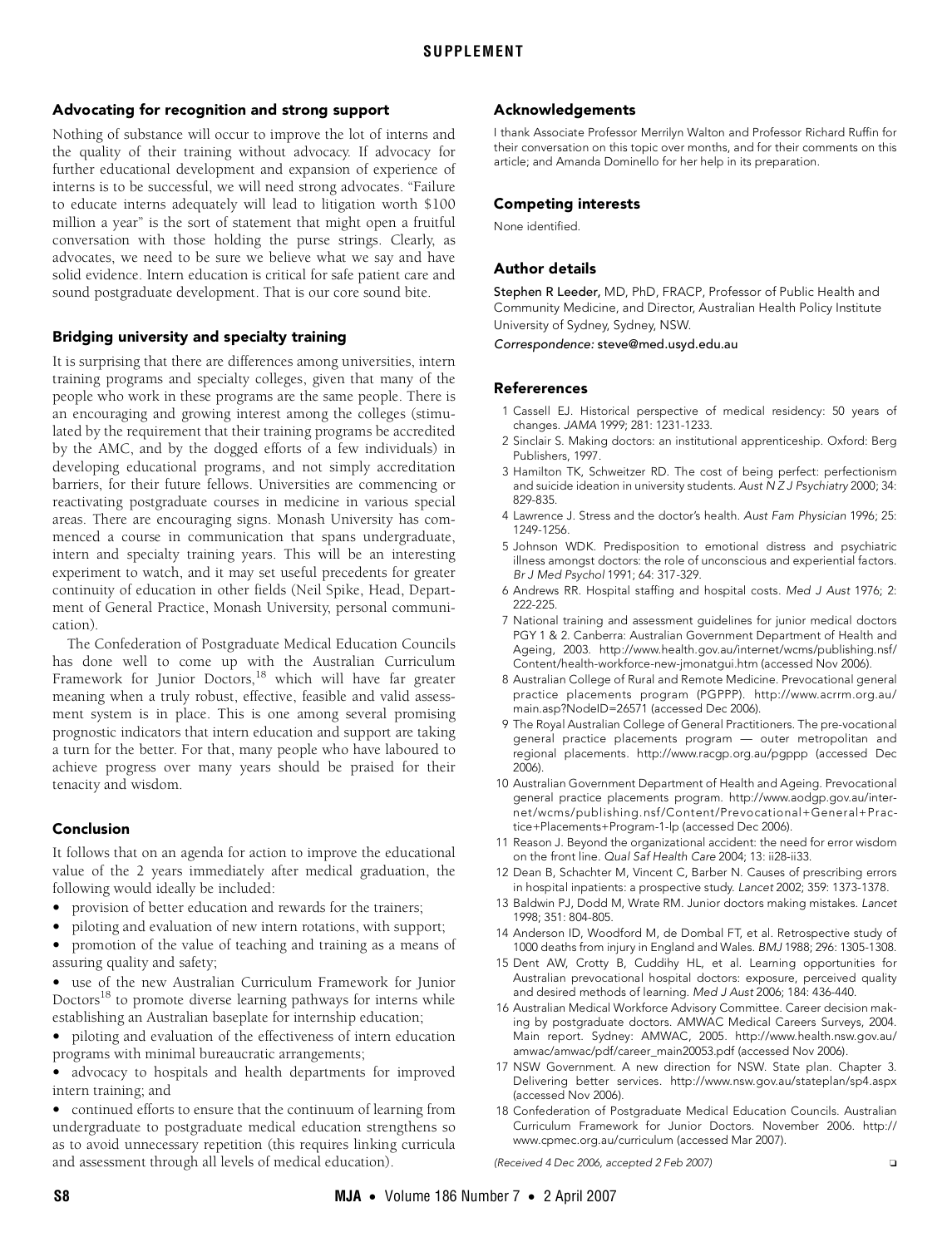## Advocating for recognition and strong support

Nothing of substance will occur to improve the lot of interns and the quality of their training without advocacy. If advocacy for further educational development and expansion of experience of interns is to be successful, we will need strong advocates. "Failure to educate interns adequately will lead to litigation worth \$100 million a year" is the sort of statement that might open a fruitful conversation with those holding the purse strings. Clearly, as advocates, we need to be sure we believe what we say and have solid evidence. Intern education is critical for safe patient care and sound postgraduate development. That is our core sound bite.

## Bridging university and specialty training

It is surprising that there are differences among universities, intern training programs and specialty colleges, given that many of the people who work in these programs are the same people. There is an encouraging and growing interest among the colleges (stimulated by the requirement that their training programs be accredited by the AMC, and by the dogged efforts of a few individuals) in developing educational programs, and not simply accreditation barriers, for their future fellows. Universities are commencing or reactivating postgraduate courses in medicine in various special areas. There are encouraging signs. Monash University has commenced a course in communication that spans undergraduate, intern and specialty training years. This will be an interesting experiment to watch, and it may set useful precedents for greater continuity of education in other fields (Neil Spike, Head, Department of General Practice, Monash University, personal communication).

The Confederation of Postgraduate Medical Education Councils has done well to come up with the Australian Curriculum Framework for Junior Doctors,[18] which will have far greater meaning when a truly robust, effective, feasible and valid assessment system is in place. This is one among several promising prognostic indicators that intern education and support are taking a turn for the better. For that, many people who have laboured to achieve progress over many years should be praised for their tenacity and wisdom.

## Conclusion

It follows that on an agenda for action to improve the educational value of the 2 years immediately after medical graduation, the following would ideally be included:

- provision of better education and rewards for the trainers;
- piloting and evaluation of new intern rotations, with support;
- promotion of the value of teaching and training as a means of assuring quality and safety;
- use of the new Australian Curriculum Framework for Junior Doctors[18] to promote diverse learning pathways for interns while establishing an Australian baseplate for internship education;
- piloting and evaluation of the effectiveness of intern education programs with minimal bureaucratic arrangements;
- advocacy to hospitals and health departments for improved intern training; and
- continued efforts to ensure that the continuum of learning from undergraduate to postgraduate medical education strengthens so as to avoid unnecessary repetition (this requires linking curricula and assessment through all levels of medical education).

## Acknowledgements

I thank Associate Professor Merrilyn Walton and Professor Richard Ruffin for their conversation on this topic over months, and for their comments on this article; and Amanda Dominello for her help in its preparation.

## Competing interests

None identified.

## Author details

**Stephen R Leeder**, MD, PhD, FRACP, Professor of Public Health and Community Medicine, and Director, Australian Health Policy Institute University of Sydney, Sydney, NSW.

*Correspondence:* steve@med.usyd.edu.au

## Refererences

1 Cassell EJ. Historical perspective of medical residency: 50 years of changes. *JAMA* 1999; 281: 1231-1233.

2 Sinclair S. Making doctors: an institutional apprenticeship. Oxford: Berg Publishers, 1997.

3 Hamilton TK, Schweitzer RD. The cost of being perfect: perfectionism and suicide ideation in university students. *Aust N Z J Psychiatry* 2000; 34: 829-835.

4 Lawrence J. Stress and the doctor's health. *Aust Fam Physician* 1996; 25: 1249-1256.

5 Johnson WDK. Predisposition to emotional distress and psychiatric illness amongst doctors: the role of unconscious and experiential factors. *Br J Med Psychol* 1991; 64: 317-329.

6 Andrews RR. Hospital staffing and hospital costs. *Med J Aust* 1976; 2: 222-225.

7 National training and assessment guidelines for junior medical doctors PGY 1 & 2. Canberra: Australian Government Department of Health and Ageing, 2003. http://www.health.gov.au/internet/wcms/publishing.nsf/Content/health-workforce-new-jmonatgui.htm (accessed Nov 2006).

8 Australian College of Rural and Remote Medicine. Prevocational general practice placements program (PGPPP). http://www.acrrm.org.au/main.asp?NodeID=26571 (accessed Dec 2006).

9 The Royal Australian College of General Practitioners. The pre-vocational general practice placements program — outer metropolitan and regional placements. http://www.racgp.org.au/pgppp (accessed Dec 2006).

10 Australian Government Department of Health and Ageing. Prevocational general practice placements program. http://www.aodgp.gov.au/internet/wcms/publishing.nsf/Content/Prevocational+General+Practice+Placements+Program-1-lp (accessed Dec 2006).

11 Reason J. Beyond the organizational accident: the need for error wisdom on the front line. *Qual Saf Health Care* 2004; 13: ii28-ii33.

12 Dean B, Schachter M, Vincent C, Barber N. Causes of prescribing errors in hospital inpatients: a prospective study. *Lancet* 2002; 359: 1373-1378.

13 Baldwin PJ, Dodd M, Wrate RM. Junior doctors making mistakes. *Lancet* 1998; 351: 804-805.

14 Anderson ID, Woodford M, de Dombal FT, et al. Retrospective study of 1000 deaths from injury in England and Wales. *BMJ* 1988; 296: 1305-1308.

15 Dent AW, Crotty B, Cuddihy HL, et al. Learning opportunities for Australian prevocational hospital doctors: exposure, perceived quality and desired methods of learning. *Med J Aust* 2006; 184: 436-440.

16 Australian Medical Workforce Advisory Committee. Career decision making by postgraduate doctors. AMWAC Medical Careers Surveys, 2004. Main report. Sydney: AMWAC, 2005. http://www.health.nsw.gov.au/amwac/amwac/pdf/career_main20053.pdf (accessed Nov 2006).

17 NSW Government. A new direction for NSW. State plan. Chapter 3. Delivering better services. http://www.nsw.gov.au/stateplan/sp4.aspx (accessed Nov 2006).

18 Confederation of Postgraduate Medical Education Councils. Australian Curriculum Framework for Junior Doctors. November 2006. http://www.cpmec.org.au/curriculum (accessed Mar 2007).

*(Received 4 Dec 2006, accepted 2 Feb 2007)*